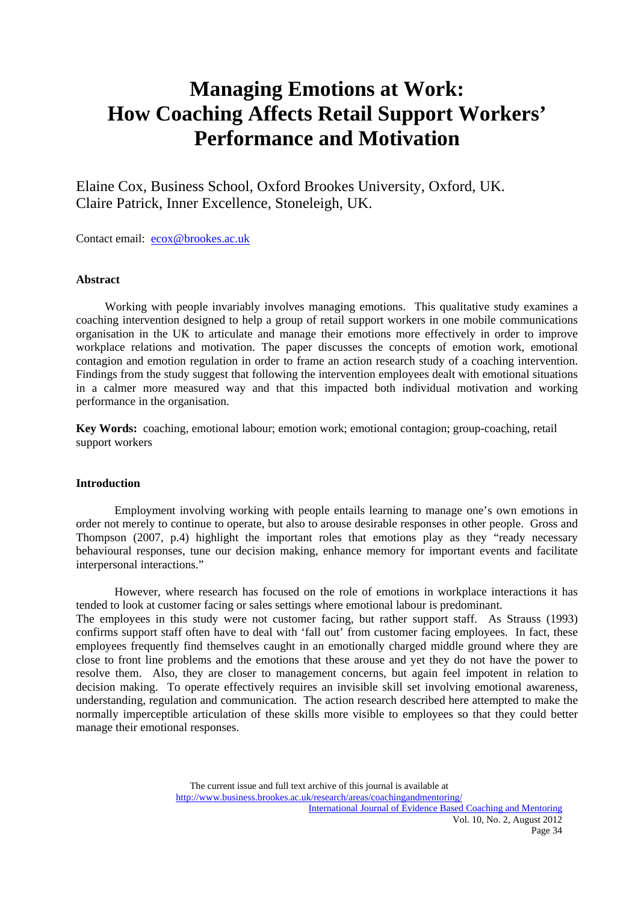# Managing Emotions at Work: How Coaching Affects Retail Support Workers' Performance and Motivation

Elaine Cox, Business School, Oxford Brookes University, Oxford, UK.
Claire Patrick, Inner Excellence, Stoneleigh, UK.

Contact email: ecox@brookes.ac.uk

### Abstract

Working with people invariably involves managing emotions. This qualitative study examines a coaching intervention designed to help a group of retail support workers in one mobile communications organisation in the UK to articulate and manage their emotions more effectively in order to improve workplace relations and motivation. The paper discusses the concepts of emotion work, emotional contagion and emotion regulation in order to frame an action research study of a coaching intervention. Findings from the study suggest that following the intervention employees dealt with emotional situations in a calmer more measured way and that this impacted both individual motivation and working performance in the organisation.

**Key Words:** coaching, emotional labour; emotion work; emotional contagion; group-coaching, retail support workers

### Introduction

Employment involving working with people entails learning to manage one's own emotions in order not merely to continue to operate, but also to arouse desirable responses in other people. Gross and Thompson (2007, p.4) highlight the important roles that emotions play as they "ready necessary behavioural responses, tune our decision making, enhance memory for important events and facilitate interpersonal interactions."

However, where research has focused on the role of emotions in workplace interactions it has tended to look at customer facing or sales settings where emotional labour is predominant.
The employees in this study were not customer facing, but rather support staff. As Strauss (1993) confirms support staff often have to deal with 'fall out' from customer facing employees. In fact, these employees frequently find themselves caught in an emotionally charged middle ground where they are close to front line problems and the emotions that these arouse and yet they do not have the power to resolve them. Also, they are closer to management concerns, but again feel impotent in relation to decision making. To operate effectively requires an invisible skill set involving emotional awareness, understanding, regulation and communication. The action research described here attempted to make the normally imperceptible articulation of these skills more visible to employees so that they could better manage their emotional responses.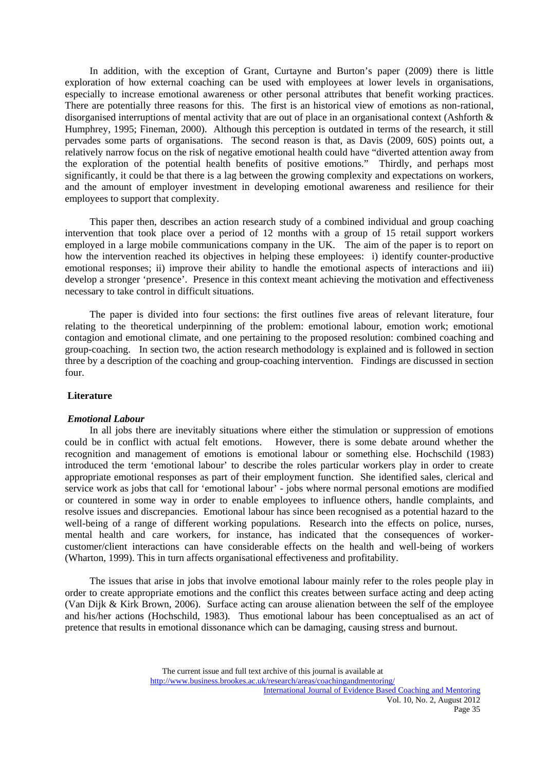In addition, with the exception of Grant, Curtayne and Burton's paper (2009) there is little exploration of how external coaching can be used with employees at lower levels in organisations, especially to increase emotional awareness or other personal attributes that benefit working practices. There are potentially three reasons for this. The first is an historical view of emotions as non-rational, disorganised interruptions of mental activity that are out of place in an organisational context (Ashforth & Humphrey, 1995; Fineman, 2000). Although this perception is outdated in terms of the research, it still pervades some parts of organisations. The second reason is that, as Davis (2009, 60S) points out, a relatively narrow focus on the risk of negative emotional health could have "diverted attention away from the exploration of the potential health benefits of positive emotions." Thirdly, and perhaps most significantly, it could be that there is a lag between the growing complexity and expectations on workers, and the amount of employer investment in developing emotional awareness and resilience for their employees to support that complexity.

This paper then, describes an action research study of a combined individual and group coaching intervention that took place over a period of 12 months with a group of 15 retail support workers employed in a large mobile communications company in the UK. The aim of the paper is to report on how the intervention reached its objectives in helping these employees: i) identify counter-productive emotional responses; ii) improve their ability to handle the emotional aspects of interactions and iii) develop a stronger 'presence'. Presence in this context meant achieving the motivation and effectiveness necessary to take control in difficult situations.

The paper is divided into four sections: the first outlines five areas of relevant literature, four relating to the theoretical underpinning of the problem: emotional labour, emotion work; emotional contagion and emotional climate, and one pertaining to the proposed resolution: combined coaching and group-coaching. In section two, the action research methodology is explained and is followed in section three by a description of the coaching and group-coaching intervention. Findings are discussed in section four.

## Literature

### *Emotional Labour*

In all jobs there are inevitably situations where either the stimulation or suppression of emotions could be in conflict with actual felt emotions. However, there is some debate around whether the recognition and management of emotions is emotional labour or something else. Hochschild (1983) introduced the term 'emotional labour' to describe the roles particular workers play in order to create appropriate emotional responses as part of their employment function. She identified sales, clerical and service work as jobs that call for 'emotional labour' - jobs where normal personal emotions are modified or countered in some way in order to enable employees to influence others, handle complaints, and resolve issues and discrepancies. Emotional labour has since been recognised as a potential hazard to the well-being of a range of different working populations. Research into the effects on police, nurses, mental health and care workers, for instance, has indicated that the consequences of worker-customer/client interactions can have considerable effects on the health and well-being of workers (Wharton, 1999). This in turn affects organisational effectiveness and profitability.

The issues that arise in jobs that involve emotional labour mainly refer to the roles people play in order to create appropriate emotions and the conflict this creates between surface acting and deep acting (Van Dijk & Kirk Brown, 2006). Surface acting can arouse alienation between the self of the employee and his/her actions (Hochschild, 1983). Thus emotional labour has been conceptualised as an act of pretence that results in emotional dissonance which can be damaging, causing stress and burnout.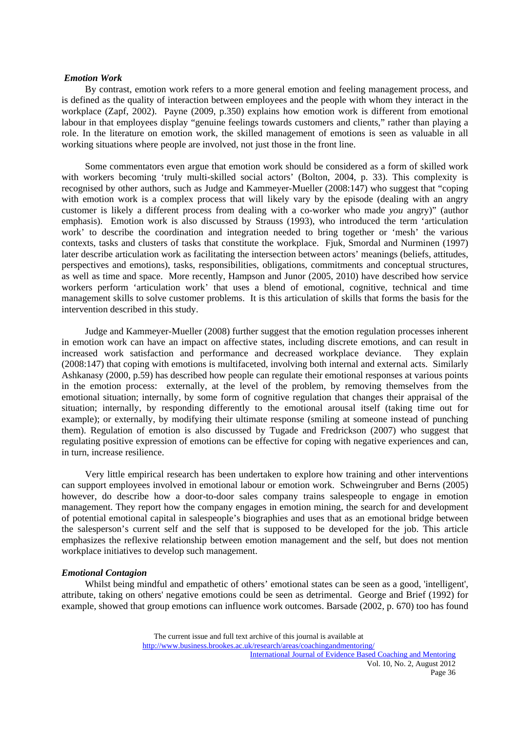### *Emotion Work*

By contrast, emotion work refers to a more general emotion and feeling management process, and is defined as the quality of interaction between employees and the people with whom they interact in the workplace (Zapf, 2002). Payne (2009, p.350) explains how emotion work is different from emotional labour in that employees display "genuine feelings towards customers and clients," rather than playing a role. In the literature on emotion work, the skilled management of emotions is seen as valuable in all working situations where people are involved, not just those in the front line.

Some commentators even argue that emotion work should be considered as a form of skilled work with workers becoming 'truly multi-skilled social actors' (Bolton, 2004, p. 33). This complexity is recognised by other authors, such as Judge and Kammeyer-Mueller (2008:147) who suggest that "coping with emotion work is a complex process that will likely vary by the episode (dealing with an angry customer is likely a different process from dealing with a co-worker who made *you* angry)" (author emphasis). Emotion work is also discussed by Strauss (1993), who introduced the term 'articulation work' to describe the coordination and integration needed to bring together or 'mesh' the various contexts, tasks and clusters of tasks that constitute the workplace. Fjuk, Smordal and Nurminen (1997) later describe articulation work as facilitating the intersection between actors' meanings (beliefs, attitudes, perspectives and emotions), tasks, responsibilities, obligations, commitments and conceptual structures, as well as time and space. More recently, Hampson and Junor (2005, 2010) have described how service workers perform 'articulation work' that uses a blend of emotional, cognitive, technical and time management skills to solve customer problems. It is this articulation of skills that forms the basis for the intervention described in this study.

Judge and Kammeyer-Mueller (2008) further suggest that the emotion regulation processes inherent in emotion work can have an impact on affective states, including discrete emotions, and can result in increased work satisfaction and performance and decreased workplace deviance. They explain (2008:147) that coping with emotions is multifaceted, involving both internal and external acts. Similarly Ashkanasy (2000, p.59) has described how people can regulate their emotional responses at various points in the emotion process: externally, at the level of the problem, by removing themselves from the emotional situation; internally, by some form of cognitive regulation that changes their appraisal of the situation; internally, by responding differently to the emotional arousal itself (taking time out for example); or externally, by modifying their ultimate response (smiling at someone instead of punching them). Regulation of emotion is also discussed by Tugade and Fredrickson (2007) who suggest that regulating positive expression of emotions can be effective for coping with negative experiences and can, in turn, increase resilience.

Very little empirical research has been undertaken to explore how training and other interventions can support employees involved in emotional labour or emotion work. Schweingruber and Berns (2005) however, do describe how a door-to-door sales company trains salespeople to engage in emotion management. They report how the company engages in emotion mining, the search for and development of potential emotional capital in salespeople's biographies and uses that as an emotional bridge between the salesperson's current self and the self that is supposed to be developed for the job. This article emphasizes the reflexive relationship between emotion management and the self, but does not mention workplace initiatives to develop such management.

### *Emotional Contagion*

Whilst being mindful and empathetic of others' emotional states can be seen as a good, 'intelligent', attribute, taking on others' negative emotions could be seen as detrimental. George and Brief (1992) for example, showed that group emotions can influence work outcomes. Barsade (2002, p. 670) too has found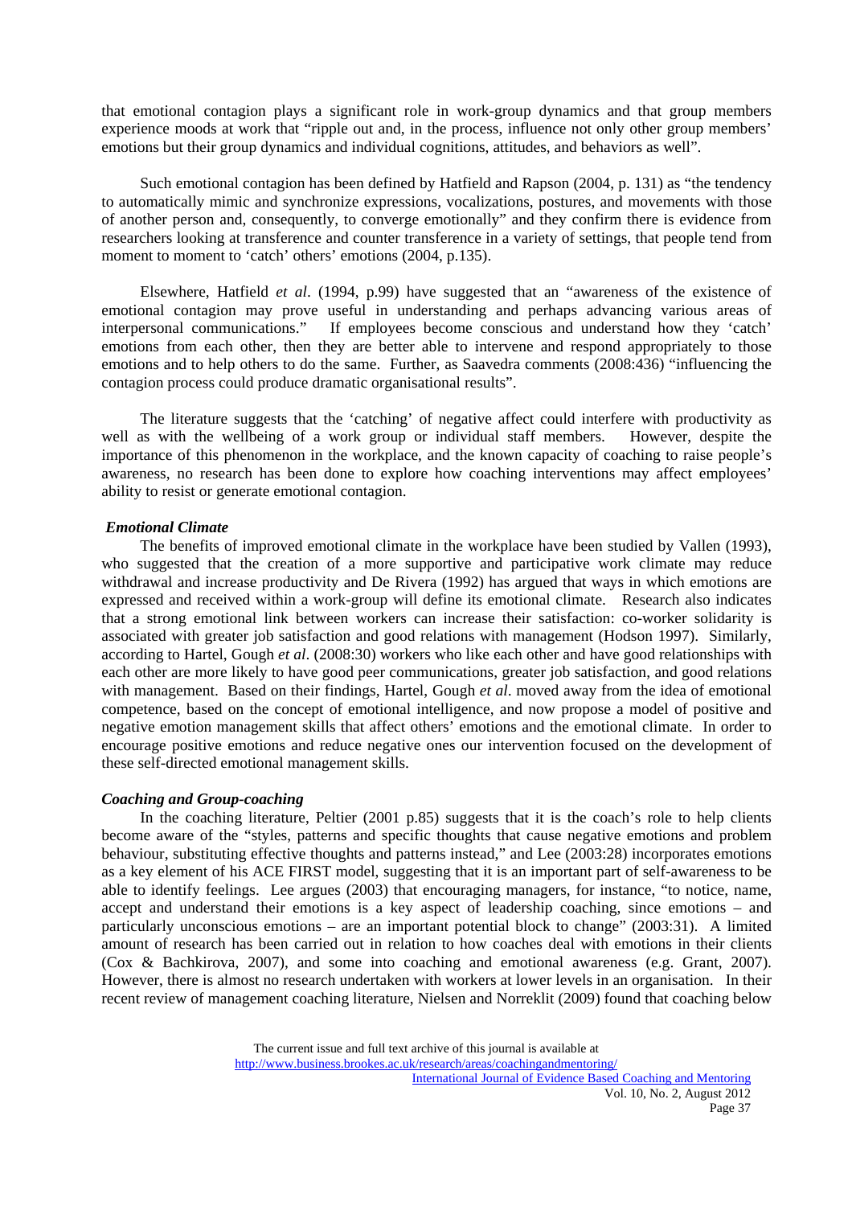that emotional contagion plays a significant role in work-group dynamics and that group members experience moods at work that "ripple out and, in the process, influence not only other group members' emotions but their group dynamics and individual cognitions, attitudes, and behaviors as well".

Such emotional contagion has been defined by Hatfield and Rapson (2004, p. 131) as "the tendency to automatically mimic and synchronize expressions, vocalizations, postures, and movements with those of another person and, consequently, to converge emotionally" and they confirm there is evidence from researchers looking at transference and counter transference in a variety of settings, that people tend from moment to moment to 'catch' others' emotions (2004, p.135).

Elsewhere, Hatfield *et al*. (1994, p.99) have suggested that an "awareness of the existence of emotional contagion may prove useful in understanding and perhaps advancing various areas of interpersonal communications." If employees become conscious and understand how they 'catch' emotions from each other, then they are better able to intervene and respond appropriately to those emotions and to help others to do the same. Further, as Saavedra comments (2008:436) "influencing the contagion process could produce dramatic organisational results".

The literature suggests that the 'catching' of negative affect could interfere with productivity as well as with the wellbeing of a work group or individual staff members. However, despite the importance of this phenomenon in the workplace, and the known capacity of coaching to raise people's awareness, no research has been done to explore how coaching interventions may affect employees' ability to resist or generate emotional contagion.

***Emotional Climate***

The benefits of improved emotional climate in the workplace have been studied by Vallen (1993), who suggested that the creation of a more supportive and participative work climate may reduce withdrawal and increase productivity and De Rivera (1992) has argued that ways in which emotions are expressed and received within a work-group will define its emotional climate. Research also indicates that a strong emotional link between workers can increase their satisfaction: co-worker solidarity is associated with greater job satisfaction and good relations with management (Hodson 1997). Similarly, according to Hartel, Gough *et al*. (2008:30) workers who like each other and have good relationships with each other are more likely to have good peer communications, greater job satisfaction, and good relations with management. Based on their findings, Hartel, Gough *et al*. moved away from the idea of emotional competence, based on the concept of emotional intelligence, and now propose a model of positive and negative emotion management skills that affect others' emotions and the emotional climate. In order to encourage positive emotions and reduce negative ones our intervention focused on the development of these self-directed emotional management skills.

***Coaching and Group-coaching***

In the coaching literature, Peltier (2001 p.85) suggests that it is the coach's role to help clients become aware of the "styles, patterns and specific thoughts that cause negative emotions and problem behaviour, substituting effective thoughts and patterns instead," and Lee (2003:28) incorporates emotions as a key element of his ACE FIRST model, suggesting that it is an important part of self-awareness to be able to identify feelings. Lee argues (2003) that encouraging managers, for instance, "to notice, name, accept and understand their emotions is a key aspect of leadership coaching, since emotions – and particularly unconscious emotions – are an important potential block to change" (2003:31). A limited amount of research has been carried out in relation to how coaches deal with emotions in their clients (Cox & Bachkirova, 2007), and some into coaching and emotional awareness (e.g. Grant, 2007). However, there is almost no research undertaken with workers at lower levels in an organisation. In their recent review of management coaching literature, Nielsen and Norreklit (2009) found that coaching below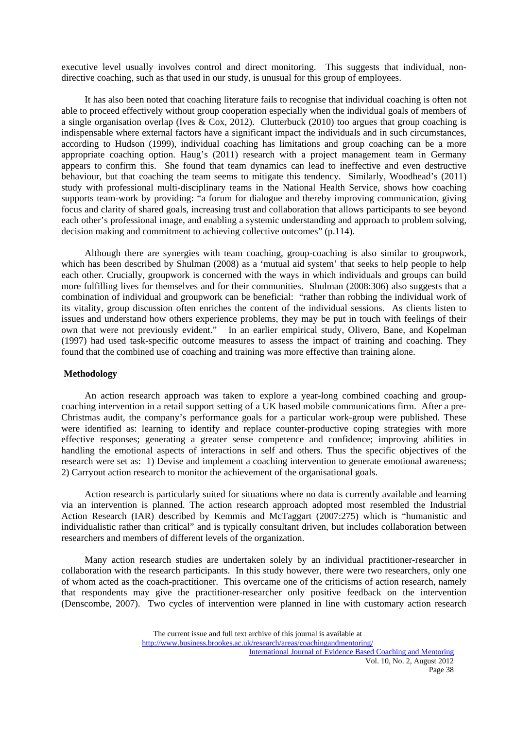executive level usually involves control and direct monitoring. This suggests that individual, non-directive coaching, such as that used in our study, is unusual for this group of employees.

It has also been noted that coaching literature fails to recognise that individual coaching is often not able to proceed effectively without group cooperation especially when the individual goals of members of a single organisation overlap (Ives & Cox, 2012). Clutterbuck (2010) too argues that group coaching is indispensable where external factors have a significant impact the individuals and in such circumstances, according to Hudson (1999), individual coaching has limitations and group coaching can be a more appropriate coaching option. Haug's (2011) research with a project management team in Germany appears to confirm this. She found that team dynamics can lead to ineffective and even destructive behaviour, but that coaching the team seems to mitigate this tendency. Similarly, Woodhead's (2011) study with professional multi-disciplinary teams in the National Health Service, shows how coaching supports team-work by providing: "a forum for dialogue and thereby improving communication, giving focus and clarity of shared goals, increasing trust and collaboration that allows participants to see beyond each other's professional image, and enabling a systemic understanding and approach to problem solving, decision making and commitment to achieving collective outcomes" (p.114).

Although there are synergies with team coaching, group-coaching is also similar to groupwork, which has been described by Shulman (2008) as a 'mutual aid system' that seeks to help people to help each other. Crucially, groupwork is concerned with the ways in which individuals and groups can build more fulfilling lives for themselves and for their communities. Shulman (2008:306) also suggests that a combination of individual and groupwork can be beneficial: "rather than robbing the individual work of its vitality, group discussion often enriches the content of the individual sessions. As clients listen to issues and understand how others experience problems, they may be put in touch with feelings of their own that were not previously evident." In an earlier empirical study, Olivero, Bane, and Kopelman (1997) had used task-specific outcome measures to assess the impact of training and coaching. They found that the combined use of coaching and training was more effective than training alone.

## Methodology

An action research approach was taken to explore a year-long combined coaching and group-coaching intervention in a retail support setting of a UK based mobile communications firm. After a pre-Christmas audit, the company's performance goals for a particular work-group were published. These were identified as: learning to identify and replace counter-productive coping strategies with more effective responses; generating a greater sense competence and confidence; improving abilities in handling the emotional aspects of interactions in self and others. Thus the specific objectives of the research were set as: 1) Devise and implement a coaching intervention to generate emotional awareness; 2) Carryout action research to monitor the achievement of the organisational goals.

Action research is particularly suited for situations where no data is currently available and learning via an intervention is planned. The action research approach adopted most resembled the Industrial Action Research (IAR) described by Kemmis and McTaggart (2007:275) which is "humanistic and individualistic rather than critical" and is typically consultant driven, but includes collaboration between researchers and members of different levels of the organization.

Many action research studies are undertaken solely by an individual practitioner-researcher in collaboration with the research participants. In this study however, there were two researchers, only one of whom acted as the coach-practitioner. This overcame one of the criticisms of action research, namely that respondents may give the practitioner-researcher only positive feedback on the intervention (Denscombe, 2007). Two cycles of intervention were planned in line with customary action research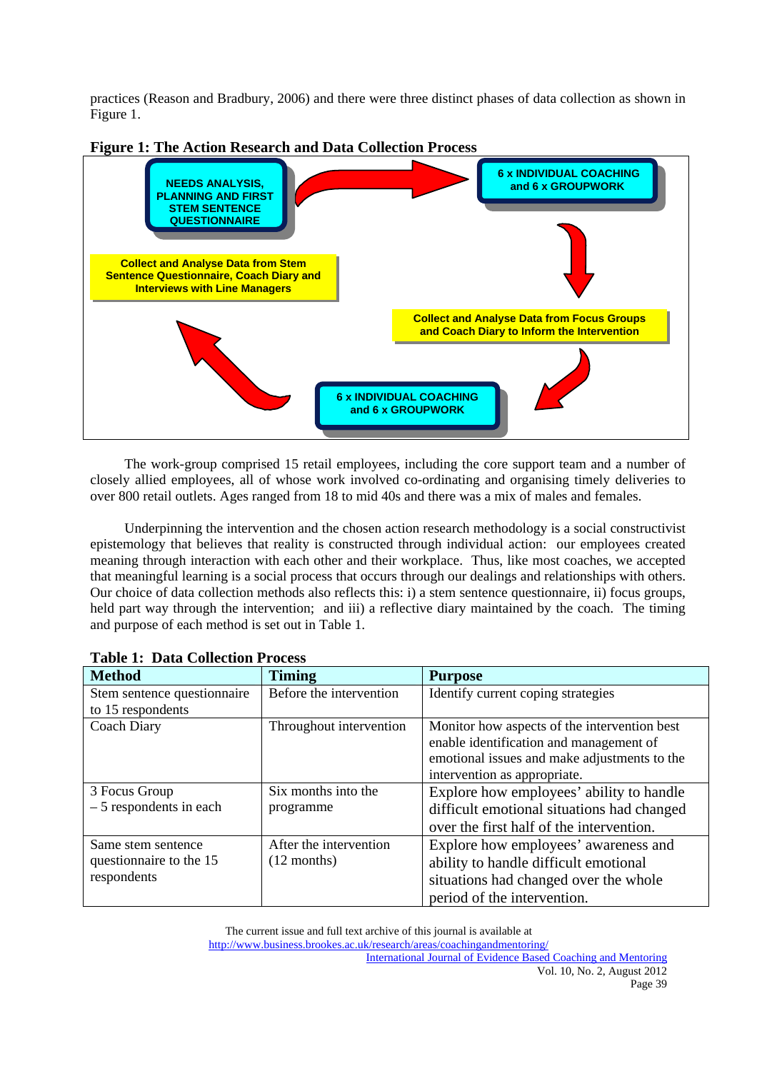practices (Reason and Bradbury, 2006) and there were three distinct phases of data collection as shown in Figure 1.

**Figure 1: The Action Research and Data Collection Process**

NEEDS ANALYSIS, PLANNING AND FIRST STEM SENTENCE QUESTIONNAIRE

6 x INDIVIDUAL COACHING and 6 x GROUPWORK

Collect and Analyse Data from Focus Groups and Coach Diary to Inform the Intervention

6 x INDIVIDUAL COACHING and 6 x GROUPWORK

Collect and Analyse Data from Stem Sentence Questionnaire, Coach Diary and Interviews with Line Managers

The work-group comprised 15 retail employees, including the core support team and a number of closely allied employees, all of whose work involved co-ordinating and organising timely deliveries to over 800 retail outlets. Ages ranged from 18 to mid 40s and there was a mix of males and females.

Underpinning the intervention and the chosen action research methodology is a social constructivist epistemology that believes that reality is constructed through individual action: our employees created meaning through interaction with each other and their workplace. Thus, like most coaches, we accepted that meaningful learning is a social process that occurs through our dealings and relationships with others. Our choice of data collection methods also reflects this: i) a stem sentence questionnaire, ii) focus groups, held part way through the intervention; and iii) a reflective diary maintained by the coach. The timing and purpose of each method is set out in Table 1.

**Table 1: Data Collection Process**

| Method | Timing | Purpose |
|---|---|---|
| Stem sentence questionnaire to 15 respondents | Before the intervention | Identify current coping strategies |
| Coach Diary | Throughout intervention | Monitor how aspects of the intervention best enable identification and management of emotional issues and make adjustments to the intervention as appropriate. |
| 3 Focus Group – 5 respondents in each | Six months into the programme | Explore how employees' ability to handle difficult emotional situations had changed over the first half of the intervention. |
| Same stem sentence questionnaire to the 15 respondents | After the intervention (12 months) | Explore how employees' awareness and ability to handle difficult emotional situations had changed over the whole period of the intervention. |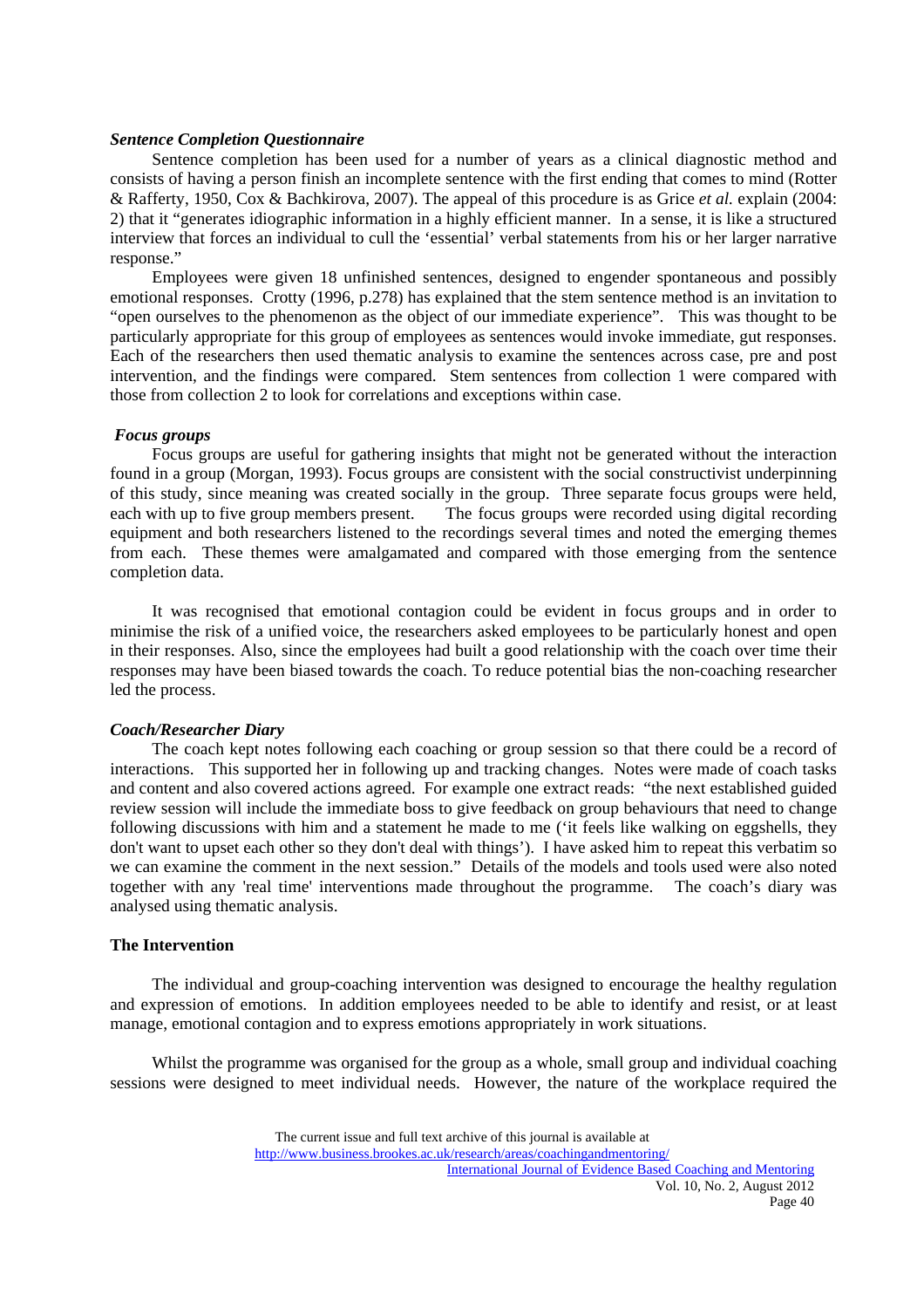### *Sentence Completion Questionnaire*

Sentence completion has been used for a number of years as a clinical diagnostic method and consists of having a person finish an incomplete sentence with the first ending that comes to mind (Rotter & Rafferty, 1950, Cox & Bachkirova, 2007). The appeal of this procedure is as Grice *et al.* explain (2004: 2) that it "generates idiographic information in a highly efficient manner. In a sense, it is like a structured interview that forces an individual to cull the 'essential' verbal statements from his or her larger narrative response."

Employees were given 18 unfinished sentences, designed to engender spontaneous and possibly emotional responses. Crotty (1996, p.278) has explained that the stem sentence method is an invitation to "open ourselves to the phenomenon as the object of our immediate experience". This was thought to be particularly appropriate for this group of employees as sentences would invoke immediate, gut responses. Each of the researchers then used thematic analysis to examine the sentences across case, pre and post intervention, and the findings were compared. Stem sentences from collection 1 were compared with those from collection 2 to look for correlations and exceptions within case.

### *Focus groups*

Focus groups are useful for gathering insights that might not be generated without the interaction found in a group (Morgan, 1993). Focus groups are consistent with the social constructivist underpinning of this study, since meaning was created socially in the group. Three separate focus groups were held, each with up to five group members present. The focus groups were recorded using digital recording equipment and both researchers listened to the recordings several times and noted the emerging themes from each. These themes were amalgamated and compared with those emerging from the sentence completion data.

It was recognised that emotional contagion could be evident in focus groups and in order to minimise the risk of a unified voice, the researchers asked employees to be particularly honest and open in their responses. Also, since the employees had built a good relationship with the coach over time their responses may have been biased towards the coach. To reduce potential bias the non-coaching researcher led the process.

### *Coach/Researcher Diary*

The coach kept notes following each coaching or group session so that there could be a record of interactions. This supported her in following up and tracking changes. Notes were made of coach tasks and content and also covered actions agreed. For example one extract reads: "the next established guided review session will include the immediate boss to give feedback on group behaviours that need to change following discussions with him and a statement he made to me ('it feels like walking on eggshells, they don't want to upset each other so they don't deal with things'). I have asked him to repeat this verbatim so we can examine the comment in the next session." Details of the models and tools used were also noted together with any 'real time' interventions made throughout the programme. The coach's diary was analysed using thematic analysis.

## The Intervention

The individual and group-coaching intervention was designed to encourage the healthy regulation and expression of emotions. In addition employees needed to be able to identify and resist, or at least manage, emotional contagion and to express emotions appropriately in work situations.

Whilst the programme was organised for the group as a whole, small group and individual coaching sessions were designed to meet individual needs. However, the nature of the workplace required the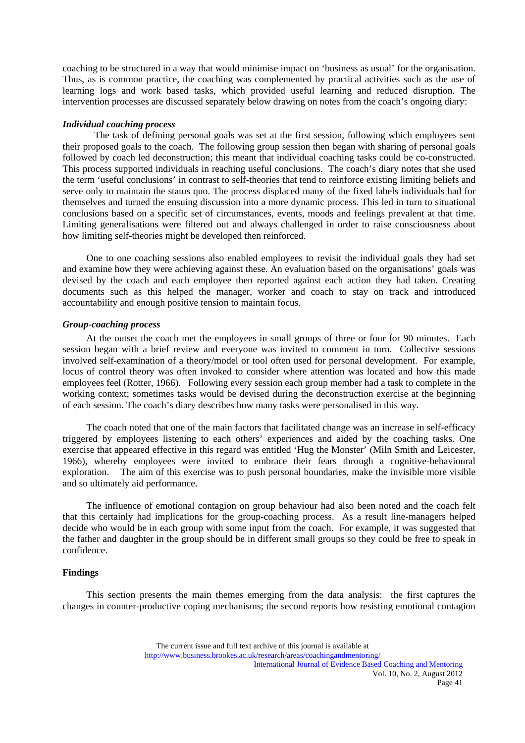coaching to be structured in a way that would minimise impact on 'business as usual' for the organisation. Thus, as is common practice, the coaching was complemented by practical activities such as the use of learning logs and work based tasks, which provided useful learning and reduced disruption. The intervention processes are discussed separately below drawing on notes from the coach's ongoing diary:

***Individual coaching process***

The task of defining personal goals was set at the first session, following which employees sent their proposed goals to the coach. The following group session then began with sharing of personal goals followed by coach led deconstruction; this meant that individual coaching tasks could be co-constructed. This process supported individuals in reaching useful conclusions. The coach's diary notes that she used the term 'useful conclusions' in contrast to self-theories that tend to reinforce existing limiting beliefs and serve only to maintain the status quo. The process displaced many of the fixed labels individuals had for themselves and turned the ensuing discussion into a more dynamic process. This led in turn to situational conclusions based on a specific set of circumstances, events, moods and feelings prevalent at that time. Limiting generalisations were filtered out and always challenged in order to raise consciousness about how limiting self-theories might be developed then reinforced.

One to one coaching sessions also enabled employees to revisit the individual goals they had set and examine how they were achieving against these. An evaluation based on the organisations' goals was devised by the coach and each employee then reported against each action they had taken. Creating documents such as this helped the manager, worker and coach to stay on track and introduced accountability and enough positive tension to maintain focus.

***Group-coaching process***

At the outset the coach met the employees in small groups of three or four for 90 minutes. Each session began with a brief review and everyone was invited to comment in turn. Collective sessions involved self-examination of a theory/model or tool often used for personal development. For example, locus of control theory was often invoked to consider where attention was located and how this made employees feel (Rotter, 1966). Following every session each group member had a task to complete in the working context; sometimes tasks would be devised during the deconstruction exercise at the beginning of each session. The coach's diary describes how many tasks were personalised in this way.

The coach noted that one of the main factors that facilitated change was an increase in self-efficacy triggered by employees listening to each others' experiences and aided by the coaching tasks. One exercise that appeared effective in this regard was entitled 'Hug the Monster' (Miln Smith and Leicester, 1966), whereby employees were invited to embrace their fears through a cognitive-behavioural exploration. The aim of this exercise was to push personal boundaries, make the invisible more visible and so ultimately aid performance.

The influence of emotional contagion on group behaviour had also been noted and the coach felt that this certainly had implications for the group-coaching process. As a result line-managers helped decide who would be in each group with some input from the coach. For example, it was suggested that the father and daughter in the group should be in different small groups so they could be free to speak in confidence.

**Findings**

This section presents the main themes emerging from the data analysis: the first captures the changes in counter-productive coping mechanisms; the second reports how resisting emotional contagion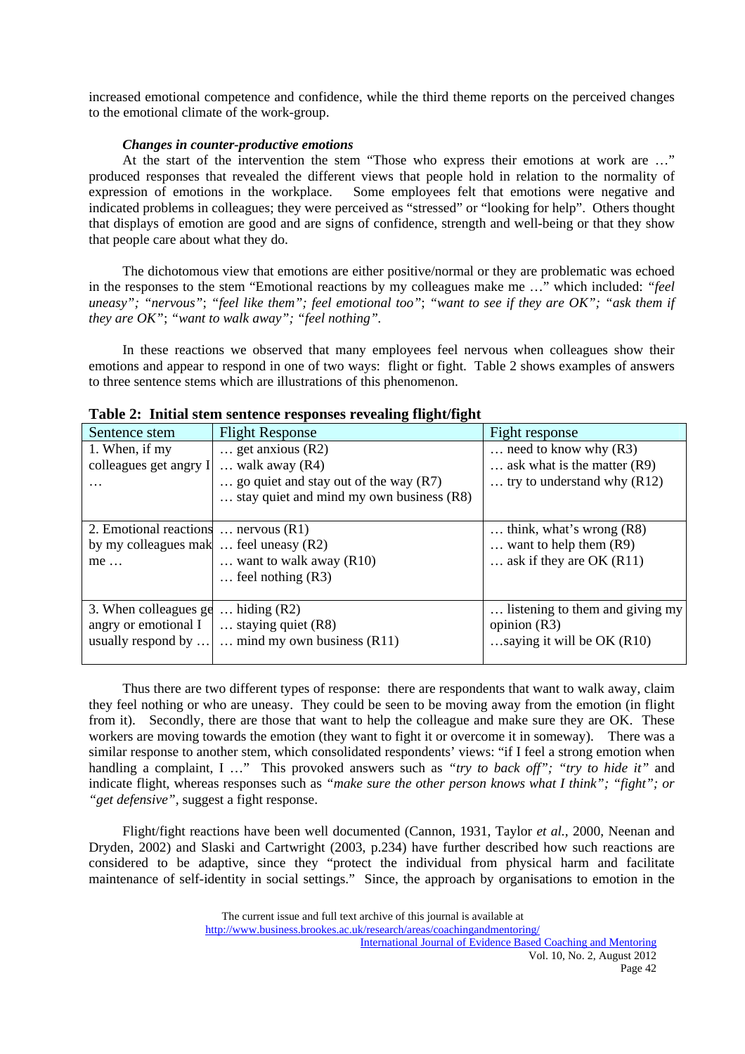increased emotional competence and confidence, while the third theme reports on the perceived changes to the emotional climate of the work-group.

### *Changes in counter-productive emotions*

At the start of the intervention the stem "Those who express their emotions at work are …" produced responses that revealed the different views that people hold in relation to the normality of expression of emotions in the workplace. Some employees felt that emotions were negative and indicated problems in colleagues; they were perceived as "stressed" or "looking for help". Others thought that displays of emotion are good and are signs of confidence, strength and well-being or that they show that people care about what they do.

The dichotomous view that emotions are either positive/normal or they are problematic was echoed in the responses to the stem "Emotional reactions by my colleagues make me …" which included: *"feel uneasy"; "nervous"*; *"feel like them"; feel emotional too"*; *"want to see if they are OK"; "ask them if they are OK"*; *"want to walk away"; "feel nothing".*

In these reactions we observed that many employees feel nervous when colleagues show their emotions and appear to respond in one of two ways: flight or fight. Table 2 shows examples of answers to three sentence stems which are illustrations of this phenomenon.

**Table 2: Initial stem sentence responses revealing flight/fight**

| Sentence stem | Flight Response | Fight response |
|---|---|---|
| 1. When, if my colleagues get angry I … | … get anxious (R2)<br>… walk away (R4)<br>… go quiet and stay out of the way (R7)<br>… stay quiet and mind my own business (R8) | … need to know why (R3)<br>… ask what is the matter (R9)<br>… try to understand why (R12) |
| 2. Emotional reactions by my colleagues make me … | … nervous (R1)<br>… feel uneasy (R2)<br>… want to walk away (R10)<br>… feel nothing (R3) | … think, what's wrong (R8)<br>… want to help them (R9)<br>… ask if they are OK (R11) |
| 3. When colleagues get angry or emotional I usually respond by … | … hiding (R2)<br>… staying quiet (R8)<br>… mind my own business (R11) | … listening to them and giving my opinion (R3)<br>…saying it will be OK (R10) |

Thus there are two different types of response: there are respondents that want to walk away, claim they feel nothing or who are uneasy. They could be seen to be moving away from the emotion (in flight from it). Secondly, there are those that want to help the colleague and make sure they are OK. These workers are moving towards the emotion (they want to fight it or overcome it in someway). There was a similar response to another stem, which consolidated respondents' views: "if I feel a strong emotion when handling a complaint, I …" This provoked answers such as *"try to back off"; "try to hide it"* and indicate flight, whereas responses such as *"make sure the other person knows what I think"; "fight"; or "get defensive"*, suggest a fight response.

Flight/fight reactions have been well documented (Cannon, 1931, Taylor *et al.,* 2000, Neenan and Dryden, 2002) and Slaski and Cartwright (2003, p.234) have further described how such reactions are considered to be adaptive, since they "protect the individual from physical harm and facilitate maintenance of self-identity in social settings." Since, the approach by organisations to emotion in the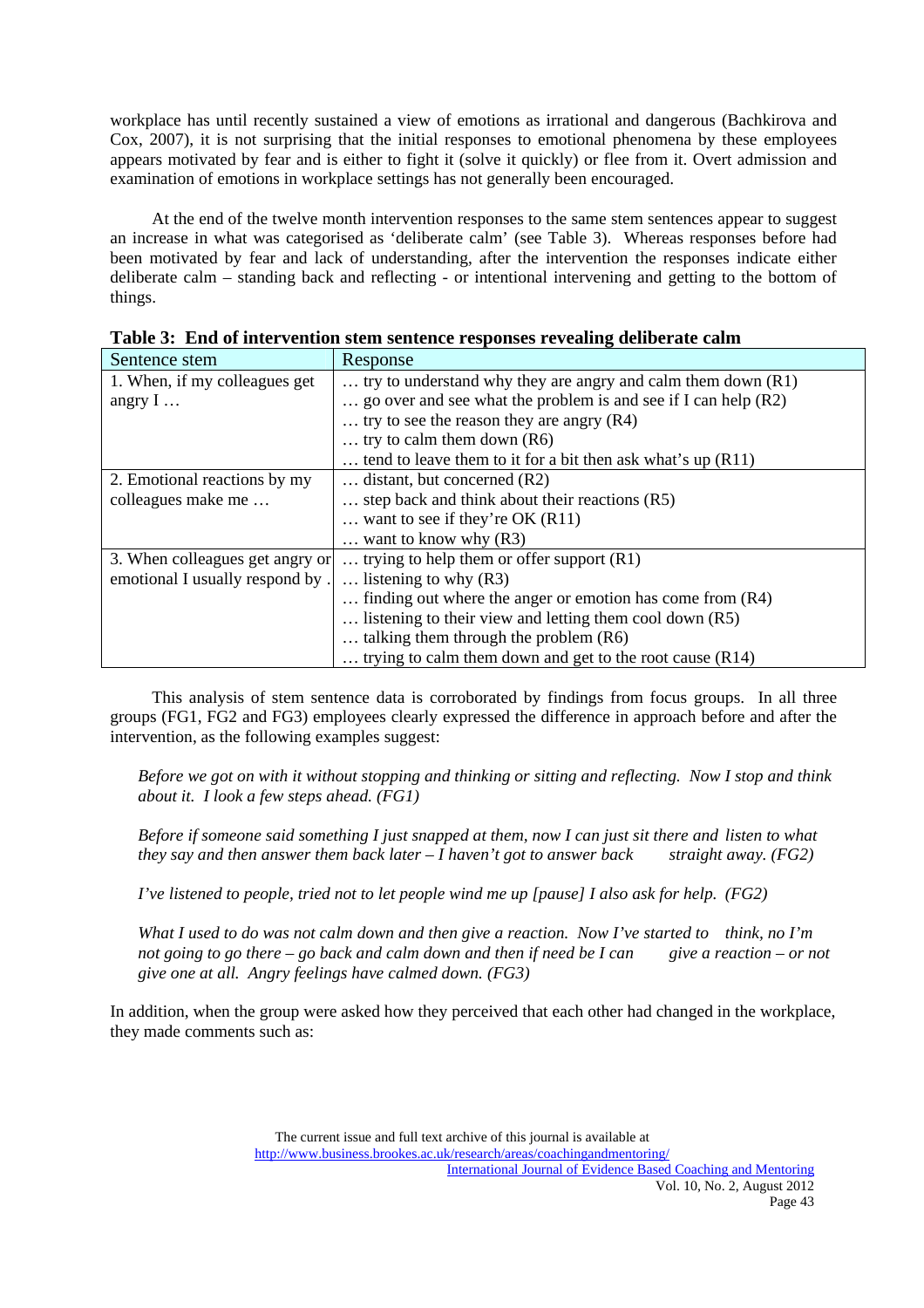workplace has until recently sustained a view of emotions as irrational and dangerous (Bachkirova and Cox, 2007), it is not surprising that the initial responses to emotional phenomena by these employees appears motivated by fear and is either to fight it (solve it quickly) or flee from it. Overt admission and examination of emotions in workplace settings has not generally been encouraged.

At the end of the twelve month intervention responses to the same stem sentences appear to suggest an increase in what was categorised as 'deliberate calm' (see Table 3). Whereas responses before had been motivated by fear and lack of understanding, after the intervention the responses indicate either deliberate calm – standing back and reflecting - or intentional intervening and getting to the bottom of things.

**Table 3: End of intervention stem sentence responses revealing deliberate calm**

| Sentence stem | Response |
|---|---|
| 1. When, if my colleagues get angry I … | … try to understand why they are angry and calm them down (R1)<br>… go over and see what the problem is and see if I can help (R2)<br>… try to see the reason they are angry (R4)<br>… try to calm them down (R6)<br>… tend to leave them to it for a bit then ask what's up (R11) |
| 2. Emotional reactions by my colleagues make me … | … distant, but concerned (R2)<br>… step back and think about their reactions (R5)<br>… want to see if they're OK (R11)<br>… want to know why (R3) |
| 3. When colleagues get angry or emotional I usually respond by … | … trying to help them or offer support (R1)<br>… listening to why (R3)<br>… finding out where the anger or emotion has come from (R4)<br>… listening to their view and letting them cool down (R5)<br>… talking them through the problem (R6)<br>… trying to calm them down and get to the root cause (R14) |

This analysis of stem sentence data is corroborated by findings from focus groups. In all three groups (FG1, FG2 and FG3) employees clearly expressed the difference in approach before and after the intervention, as the following examples suggest:

> *Before we got on with it without stopping and thinking or sitting and reflecting. Now I stop and think about it. I look a few steps ahead. (FG1)*
>
> *Before if someone said something I just snapped at them, now I can just sit there and listen to what they say and then answer them back later – I haven't got to answer back straight away. (FG2)*
>
> *I've listened to people, tried not to let people wind me up [pause] I also ask for help. (FG2)*
>
> *What I used to do was not calm down and then give a reaction. Now I've started to think, no I'm not going to go there – go back and calm down and then if need be I can give a reaction – or not give one at all. Angry feelings have calmed down. (FG3)*

In addition, when the group were asked how they perceived that each other had changed in the workplace, they made comments such as: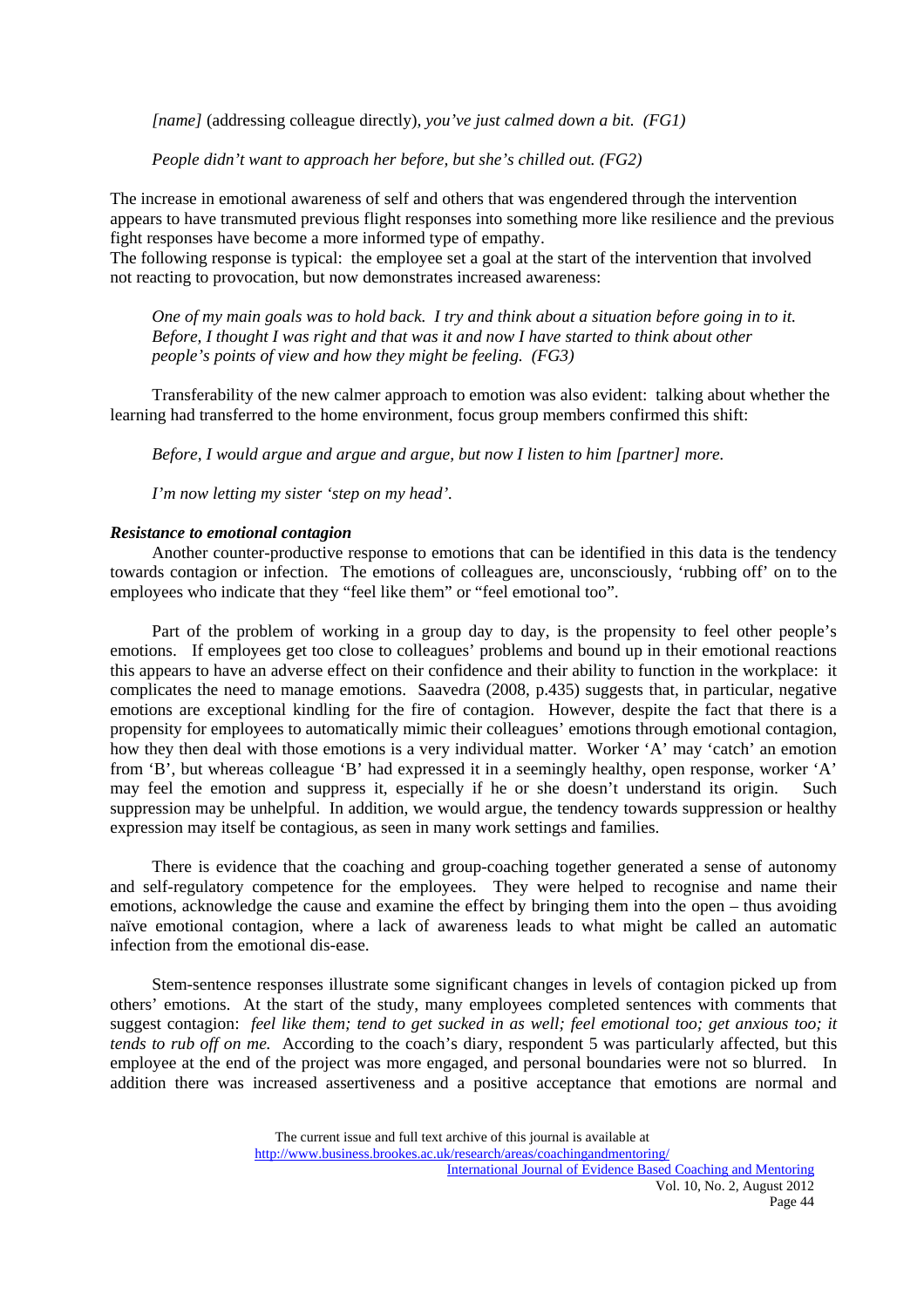*[name]* (addressing colleague directly), *you've just calmed down a bit. (FG1)*

*People didn't want to approach her before, but she's chilled out. (FG2)*

The increase in emotional awareness of self and others that was engendered through the intervention appears to have transmuted previous flight responses into something more like resilience and the previous fight responses have become a more informed type of empathy.

The following response is typical: the employee set a goal at the start of the intervention that involved not reacting to provocation, but now demonstrates increased awareness:

*One of my main goals was to hold back. I try and think about a situation before going in to it. Before, I thought I was right and that was it and now I have started to think about other people's points of view and how they might be feeling. (FG3)*

Transferability of the new calmer approach to emotion was also evident: talking about whether the learning had transferred to the home environment, focus group members confirmed this shift:

*Before, I would argue and argue and argue, but now I listen to him [partner] more.*

*I'm now letting my sister 'step on my head'.*

***Resistance to emotional contagion***

Another counter-productive response to emotions that can be identified in this data is the tendency towards contagion or infection. The emotions of colleagues are, unconsciously, 'rubbing off' on to the employees who indicate that they "feel like them" or "feel emotional too".

Part of the problem of working in a group day to day, is the propensity to feel other people's emotions. If employees get too close to colleagues' problems and bound up in their emotional reactions this appears to have an adverse effect on their confidence and their ability to function in the workplace: it complicates the need to manage emotions. Saavedra (2008, p.435) suggests that, in particular, negative emotions are exceptional kindling for the fire of contagion. However, despite the fact that there is a propensity for employees to automatically mimic their colleagues' emotions through emotional contagion, how they then deal with those emotions is a very individual matter. Worker 'A' may 'catch' an emotion from 'B', but whereas colleague 'B' had expressed it in a seemingly healthy, open response, worker 'A' may feel the emotion and suppress it, especially if he or she doesn't understand its origin. Such suppression may be unhelpful. In addition, we would argue, the tendency towards suppression or healthy expression may itself be contagious, as seen in many work settings and families.

There is evidence that the coaching and group-coaching together generated a sense of autonomy and self-regulatory competence for the employees. They were helped to recognise and name their emotions, acknowledge the cause and examine the effect by bringing them into the open – thus avoiding naïve emotional contagion, where a lack of awareness leads to what might be called an automatic infection from the emotional dis-ease.

Stem-sentence responses illustrate some significant changes in levels of contagion picked up from others' emotions. At the start of the study, many employees completed sentences with comments that suggest contagion: *feel like them; tend to get sucked in as well; feel emotional too; get anxious too; it tends to rub off on me.* According to the coach's diary, respondent 5 was particularly affected, but this employee at the end of the project was more engaged, and personal boundaries were not so blurred. In addition there was increased assertiveness and a positive acceptance that emotions are normal and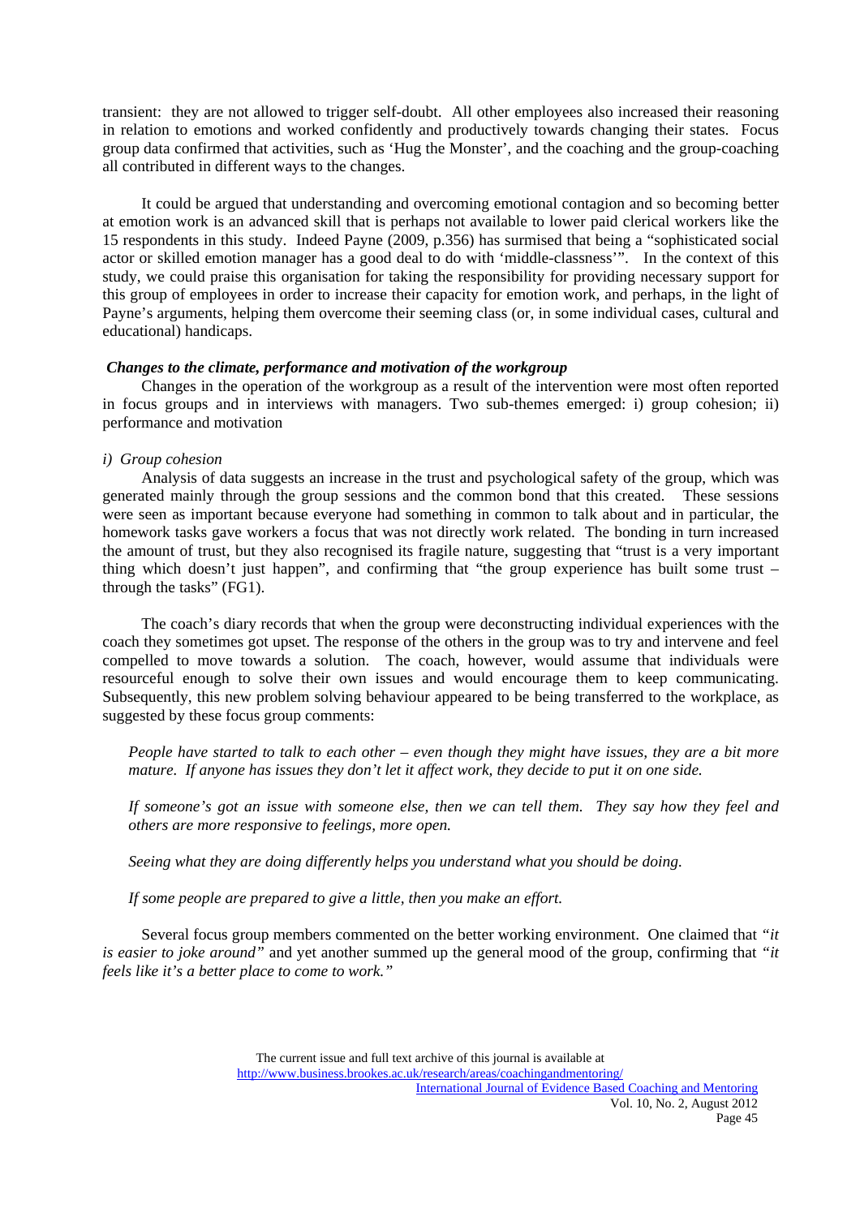transient: they are not allowed to trigger self-doubt. All other employees also increased their reasoning in relation to emotions and worked confidently and productively towards changing their states. Focus group data confirmed that activities, such as 'Hug the Monster', and the coaching and the group-coaching all contributed in different ways to the changes.

It could be argued that understanding and overcoming emotional contagion and so becoming better at emotion work is an advanced skill that is perhaps not available to lower paid clerical workers like the 15 respondents in this study. Indeed Payne (2009, p.356) has surmised that being a "sophisticated social actor or skilled emotion manager has a good deal to do with 'middle-classness'". In the context of this study, we could praise this organisation for taking the responsibility for providing necessary support for this group of employees in order to increase their capacity for emotion work, and perhaps, in the light of Payne's arguments, helping them overcome their seeming class (or, in some individual cases, cultural and educational) handicaps.

### *Changes to the climate, performance and motivation of the workgroup*

Changes in the operation of the workgroup as a result of the intervention were most often reported in focus groups and in interviews with managers. Two sub-themes emerged: i) group cohesion; ii) performance and motivation

*i) Group cohesion*

Analysis of data suggests an increase in the trust and psychological safety of the group, which was generated mainly through the group sessions and the common bond that this created. These sessions were seen as important because everyone had something in common to talk about and in particular, the homework tasks gave workers a focus that was not directly work related. The bonding in turn increased the amount of trust, but they also recognised its fragile nature, suggesting that "trust is a very important thing which doesn't just happen", and confirming that "the group experience has built some trust – through the tasks" (FG1).

The coach's diary records that when the group were deconstructing individual experiences with the coach they sometimes got upset. The response of the others in the group was to try and intervene and feel compelled to move towards a solution. The coach, however, would assume that individuals were resourceful enough to solve their own issues and would encourage them to keep communicating. Subsequently, this new problem solving behaviour appeared to be being transferred to the workplace, as suggested by these focus group comments:

> *People have started to talk to each other – even though they might have issues, they are a bit more mature. If anyone has issues they don't let it affect work, they decide to put it on one side.*
>
> *If someone's got an issue with someone else, then we can tell them. They say how they feel and others are more responsive to feelings, more open.*
>
> *Seeing what they are doing differently helps you understand what you should be doing.*
>
> *If some people are prepared to give a little, then you make an effort.*

Several focus group members commented on the better working environment. One claimed that *"it is easier to joke around"* and yet another summed up the general mood of the group, confirming that *"it feels like it's a better place to come to work."*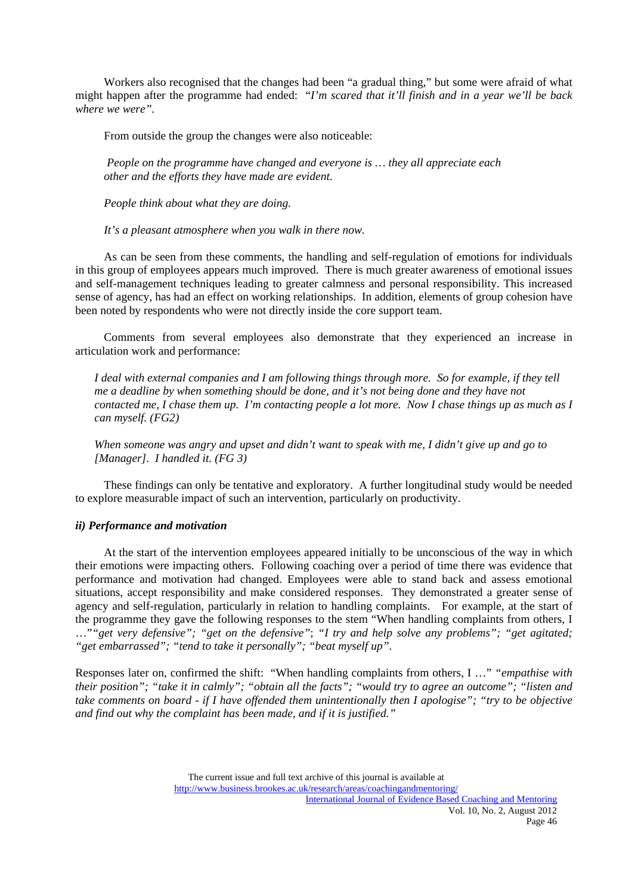Workers also recognised that the changes had been "a gradual thing," but some were afraid of what might happen after the programme had ended: *"I'm scared that it'll finish and in a year we'll be back where we were".*

From outside the group the changes were also noticeable:

> *People on the programme have changed and everyone is … they all appreciate each other and the efforts they have made are evident.*
>
> *People think about what they are doing.*
>
> *It's a pleasant atmosphere when you walk in there now.*

As can be seen from these comments, the handling and self-regulation of emotions for individuals in this group of employees appears much improved. There is much greater awareness of emotional issues and self-management techniques leading to greater calmness and personal responsibility. This increased sense of agency, has had an effect on working relationships. In addition, elements of group cohesion have been noted by respondents who were not directly inside the core support team.

Comments from several employees also demonstrate that they experienced an increase in articulation work and performance:

> *I deal with external companies and I am following things through more. So for example, if they tell me a deadline by when something should be done, and it's not being done and they have not contacted me, I chase them up. I'm contacting people a lot more. Now I chase things up as much as I can myself. (FG2)*
>
> *When someone was angry and upset and didn't want to speak with me, I didn't give up and go to [Manager]. I handled it. (FG 3)*

These findings can only be tentative and exploratory. A further longitudinal study would be needed to explore measurable impact of such an intervention, particularly on productivity.

### *ii) Performance and motivation*

At the start of the intervention employees appeared initially to be unconscious of the way in which their emotions were impacting others. Following coaching over a period of time there was evidence that performance and motivation had changed. Employees were able to stand back and assess emotional situations, accept responsibility and make considered responses. They demonstrated a greater sense of agency and self-regulation, particularly in relation to handling complaints. For example, at the start of the programme they gave the following responses to the stem "When handling complaints from others, I …"*"get very defensive"; "get on the defensive"; "I try and help solve any problems"; "get agitated; "get embarrassed"; "tend to take it personally"; "beat myself up".*

Responses later on, confirmed the shift: "When handling complaints from others, I …" *"empathise with their position"; "take it in calmly"; "obtain all the facts"; "would try to agree an outcome"; "listen and take comments on board - if I have offended them unintentionally then I apologise"; "try to be objective and find out why the complaint has been made, and if it is justified."*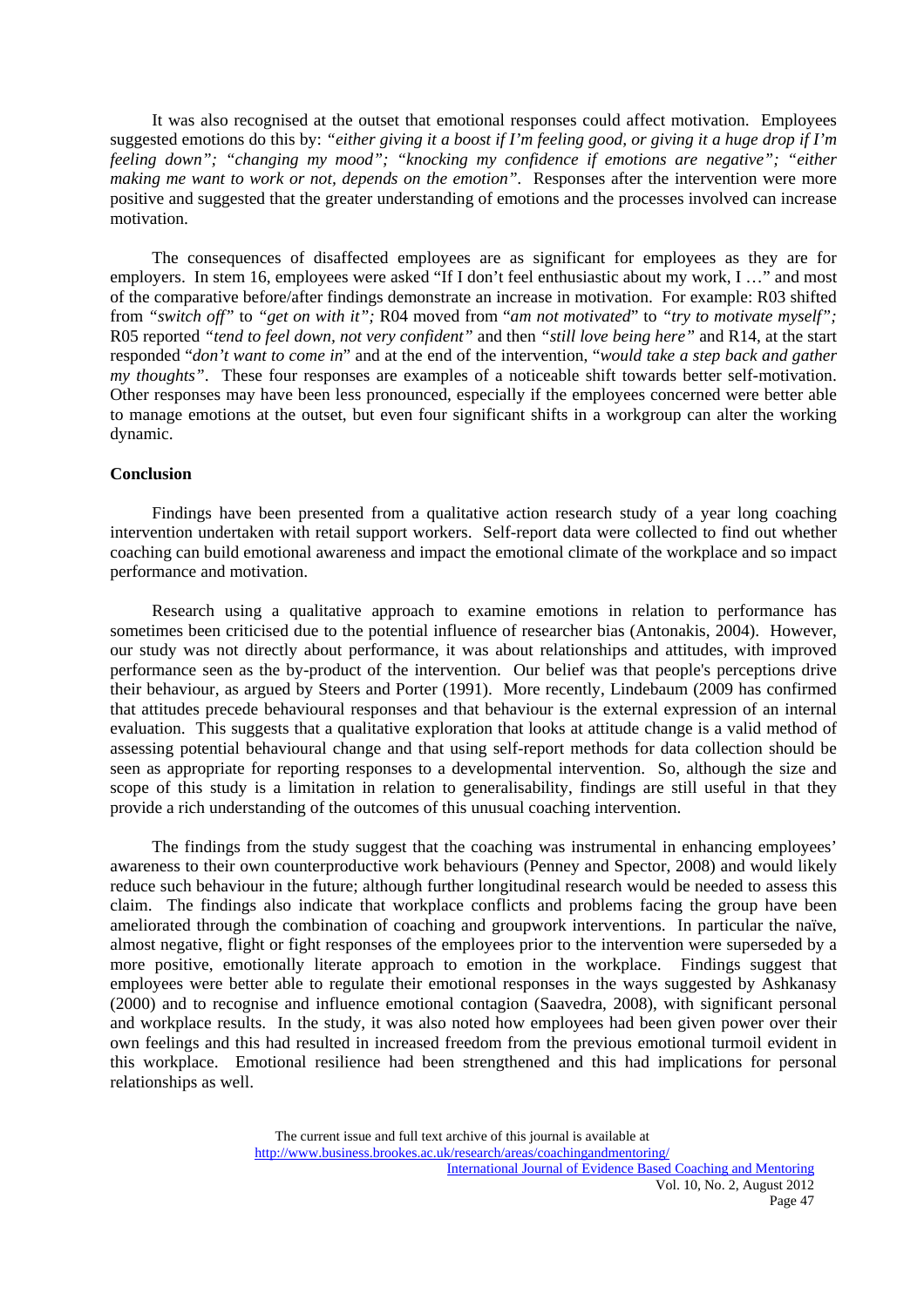It was also recognised at the outset that emotional responses could affect motivation. Employees suggested emotions do this by: *"either giving it a boost if I'm feeling good, or giving it a huge drop if I'm feeling down"; "changing my mood"; "knocking my confidence if emotions are negative"; "either making me want to work or not, depends on the emotion"*. Responses after the intervention were more positive and suggested that the greater understanding of emotions and the processes involved can increase motivation.

The consequences of disaffected employees are as significant for employees as they are for employers. In stem 16, employees were asked "If I don't feel enthusiastic about my work, I …" and most of the comparative before/after findings demonstrate an increase in motivation. For example: R03 shifted from *"switch off"* to *"get on with it";* R04 moved from "*am not motivated*" to *"try to motivate myself";* R05 reported *"tend to feel down, not very confident"* and then *"still love being here"* and R14, at the start responded "*don't want to come in*" and at the end of the intervention, "*would take a step back and gather my thoughts"*. These four responses are examples of a noticeable shift towards better self-motivation. Other responses may have been less pronounced, especially if the employees concerned were better able to manage emotions at the outset, but even four significant shifts in a workgroup can alter the working dynamic.

**Conclusion**

Findings have been presented from a qualitative action research study of a year long coaching intervention undertaken with retail support workers. Self-report data were collected to find out whether coaching can build emotional awareness and impact the emotional climate of the workplace and so impact performance and motivation.

Research using a qualitative approach to examine emotions in relation to performance has sometimes been criticised due to the potential influence of researcher bias (Antonakis, 2004). However, our study was not directly about performance, it was about relationships and attitudes, with improved performance seen as the by-product of the intervention. Our belief was that people's perceptions drive their behaviour, as argued by Steers and Porter (1991). More recently, Lindebaum (2009 has confirmed that attitudes precede behavioural responses and that behaviour is the external expression of an internal evaluation. This suggests that a qualitative exploration that looks at attitude change is a valid method of assessing potential behavioural change and that using self-report methods for data collection should be seen as appropriate for reporting responses to a developmental intervention. So, although the size and scope of this study is a limitation in relation to generalisability, findings are still useful in that they provide a rich understanding of the outcomes of this unusual coaching intervention.

The findings from the study suggest that the coaching was instrumental in enhancing employees' awareness to their own counterproductive work behaviours (Penney and Spector, 2008) and would likely reduce such behaviour in the future; although further longitudinal research would be needed to assess this claim. The findings also indicate that workplace conflicts and problems facing the group have been ameliorated through the combination of coaching and groupwork interventions. In particular the naïve, almost negative, flight or fight responses of the employees prior to the intervention were superseded by a more positive, emotionally literate approach to emotion in the workplace. Findings suggest that employees were better able to regulate their emotional responses in the ways suggested by Ashkanasy (2000) and to recognise and influence emotional contagion (Saavedra, 2008), with significant personal and workplace results. In the study, it was also noted how employees had been given power over their own feelings and this had resulted in increased freedom from the previous emotional turmoil evident in this workplace. Emotional resilience had been strengthened and this had implications for personal relationships as well.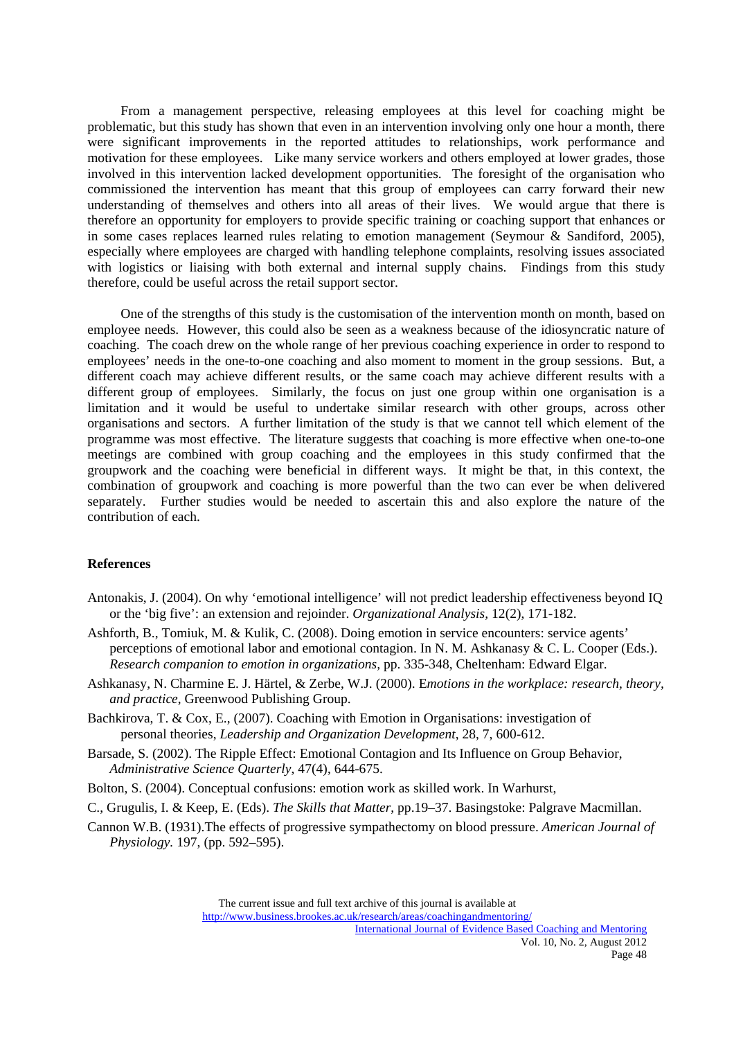From a management perspective, releasing employees at this level for coaching might be problematic, but this study has shown that even in an intervention involving only one hour a month, there were significant improvements in the reported attitudes to relationships, work performance and motivation for these employees. Like many service workers and others employed at lower grades, those involved in this intervention lacked development opportunities. The foresight of the organisation who commissioned the intervention has meant that this group of employees can carry forward their new understanding of themselves and others into all areas of their lives. We would argue that there is therefore an opportunity for employers to provide specific training or coaching support that enhances or in some cases replaces learned rules relating to emotion management (Seymour & Sandiford, 2005), especially where employees are charged with handling telephone complaints, resolving issues associated with logistics or liaising with both external and internal supply chains. Findings from this study therefore, could be useful across the retail support sector.

One of the strengths of this study is the customisation of the intervention month on month, based on employee needs. However, this could also be seen as a weakness because of the idiosyncratic nature of coaching. The coach drew on the whole range of her previous coaching experience in order to respond to employees' needs in the one-to-one coaching and also moment to moment in the group sessions. But, a different coach may achieve different results, or the same coach may achieve different results with a different group of employees. Similarly, the focus on just one group within one organisation is a limitation and it would be useful to undertake similar research with other groups, across other organisations and sectors. A further limitation of the study is that we cannot tell which element of the programme was most effective. The literature suggests that coaching is more effective when one-to-one meetings are combined with group coaching and the employees in this study confirmed that the groupwork and the coaching were beneficial in different ways. It might be that, in this context, the combination of groupwork and coaching is more powerful than the two can ever be when delivered separately. Further studies would be needed to ascertain this and also explore the nature of the contribution of each.

## References

Antonakis, J. (2004). On why 'emotional intelligence' will not predict leadership effectiveness beyond IQ or the 'big five': an extension and rejoinder. *Organizational Analysis*, 12(2), 171-182.

Ashforth, B., Tomiuk, M. & Kulik, C. (2008). Doing emotion in service encounters: service agents' perceptions of emotional labor and emotional contagion. In N. M. Ashkanasy & C. L. Cooper (Eds.). *Research companion to emotion in organizations*, pp. 335-348, Cheltenham: Edward Elgar.

Ashkanasy, N. Charmine E. J. Härtel, & Zerbe, W.J. (2000). E*motions in the workplace: research, theory, and practice*, Greenwood Publishing Group.

Bachkirova, T. & Cox, E., (2007). Coaching with Emotion in Organisations: investigation of personal theories, *Leadership and Organization Development*, 28, 7, 600-612.

Barsade, S. (2002). The Ripple Effect: Emotional Contagion and Its Influence on Group Behavior, *Administrative Science Quarterly*, 47(4), 644-675.

Bolton, S. (2004). Conceptual confusions: emotion work as skilled work. In Warhurst,

C., Grugulis, I. & Keep, E. (Eds). *The Skills that Matter*, pp.19–37. Basingstoke: Palgrave Macmillan.

Cannon W.B. (1931).The effects of progressive sympathectomy on blood pressure. *American Journal of Physiology*. 197, (pp. 592–595).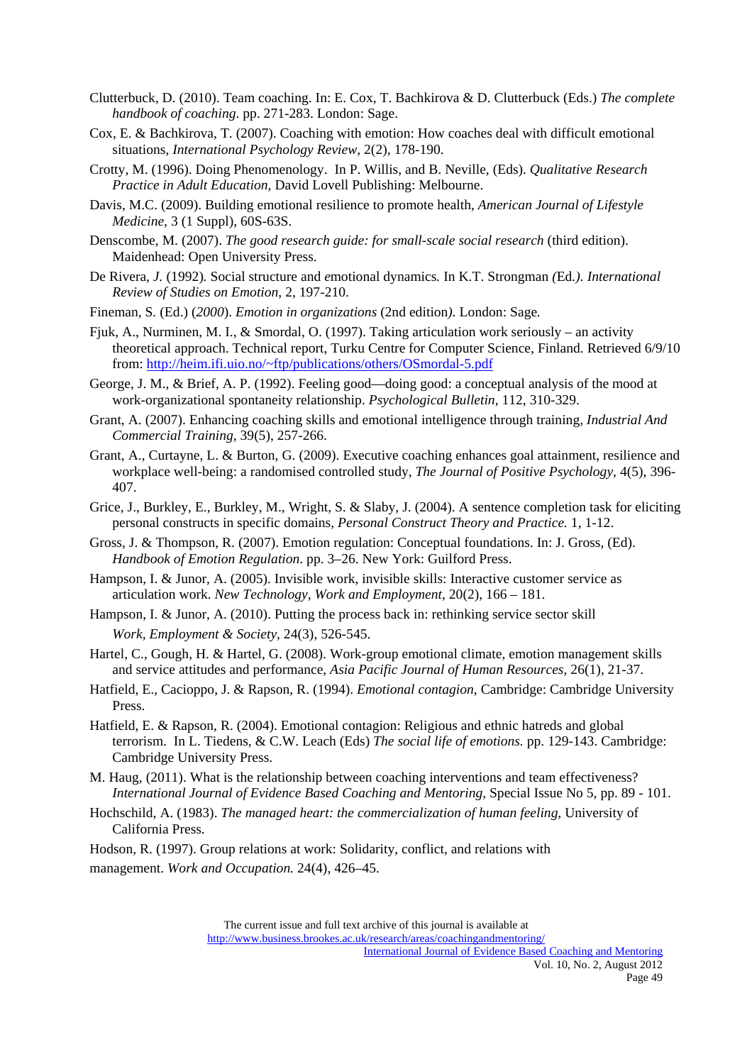Clutterbuck, D. (2010). Team coaching. In: E. Cox, T. Bachkirova & D. Clutterbuck (Eds.) *The complete handbook of coaching*. pp. 271-283. London: Sage.

Cox, E. & Bachkirova, T. (2007). Coaching with emotion: How coaches deal with difficult emotional situations, *International Psychology Review*, 2(2), 178-190.

Crotty, M. (1996). Doing Phenomenology. In P. Willis, and B. Neville, (Eds). *Qualitative Research Practice in Adult Education*, David Lovell Publishing: Melbourne.

Davis, M.C. (2009). Building emotional resilience to promote health, *American Journal of Lifestyle Medicine*, 3 (1 Suppl), 60S-63S.

Denscombe, M. (2007). *The good research guide: for small-scale social research* (third edition). Maidenhead: Open University Press.

De Rivera, *J.* (1992)*.* Social structure and *e*motional dynamics*.* In K.T. Strongman *(*Ed*.)*. *International Review of Studies on Emotion*, 2, 197-210.

Fineman, S. (Ed.) (*2000*). *Emotion in organizations* (2nd edition*)*. London: Sage*.*

Fjuk, A., Nurminen, M. I., & Smordal, O. (1997). Taking articulation work seriously – an activity theoretical approach. Technical report, Turku Centre for Computer Science, Finland. Retrieved 6/9/10 from: http://heim.ifi.uio.no/~ftp/publications/others/OSmordal-5.pdf

George, J. M., & Brief, A. P. (1992). Feeling good—doing good: a conceptual analysis of the mood at work-organizational spontaneity relationship. *Psychological Bulletin*, 112, 310-329.

Grant, A. (2007). Enhancing coaching skills and emotional intelligence through training, *Industrial And Commercial Training*, 39(5), 257-266.

Grant, A., Curtayne, L. & Burton, G. (2009). Executive coaching enhances goal attainment, resilience and workplace well-being: a randomised controlled study, *The Journal of Positive Psychology*, 4(5), 396-407.

Grice, J., Burkley, E., Burkley, M., Wright, S. & Slaby, J. (2004). A sentence completion task for eliciting personal constructs in specific domains, *Personal Construct Theory and Practice.* 1, 1-12.

Gross, J. & Thompson, R. (2007). Emotion regulation: Conceptual foundations. In: J. Gross, (Ed). *Handbook of Emotion Regulation*. pp. 3–26. New York: Guilford Press.

Hampson, I. & Junor, A. (2005). Invisible work, invisible skills: Interactive customer service as articulation work. *New Technology, Work and Employment*, 20(2), 166 – 181.

Hampson, I. & Junor, A. (2010). Putting the process back in: rethinking service sector skill *Work, Employment & Society*, 24(3), 526-545.

Hartel, C., Gough, H. & Hartel, G. (2008). Work-group emotional climate, emotion management skills and service attitudes and performance, *Asia Pacific Journal of Human Resources*, 26(1), 21-37.

Hatfield, E., Cacioppo, J. & Rapson, R. (1994). *Emotional contagion*, Cambridge: Cambridge University Press.

Hatfield, E. & Rapson, R. (2004). Emotional contagion: Religious and ethnic hatreds and global terrorism. In L. Tiedens, & C.W. Leach (Eds) *The social life of emotions.* pp. 129-143. Cambridge: Cambridge University Press.

M. Haug, (2011). What is the relationship between coaching interventions and team effectiveness? *International Journal of Evidence Based Coaching and Mentoring,* Special Issue No 5, pp. 89 - 101.

Hochschild, A. (1983). *The managed heart: the commercialization of human feeling*, University of California Press.

Hodson, R. (1997). Group relations at work: Solidarity, conflict, and relations with management. *Work and Occupation.* 24(4), 426–45.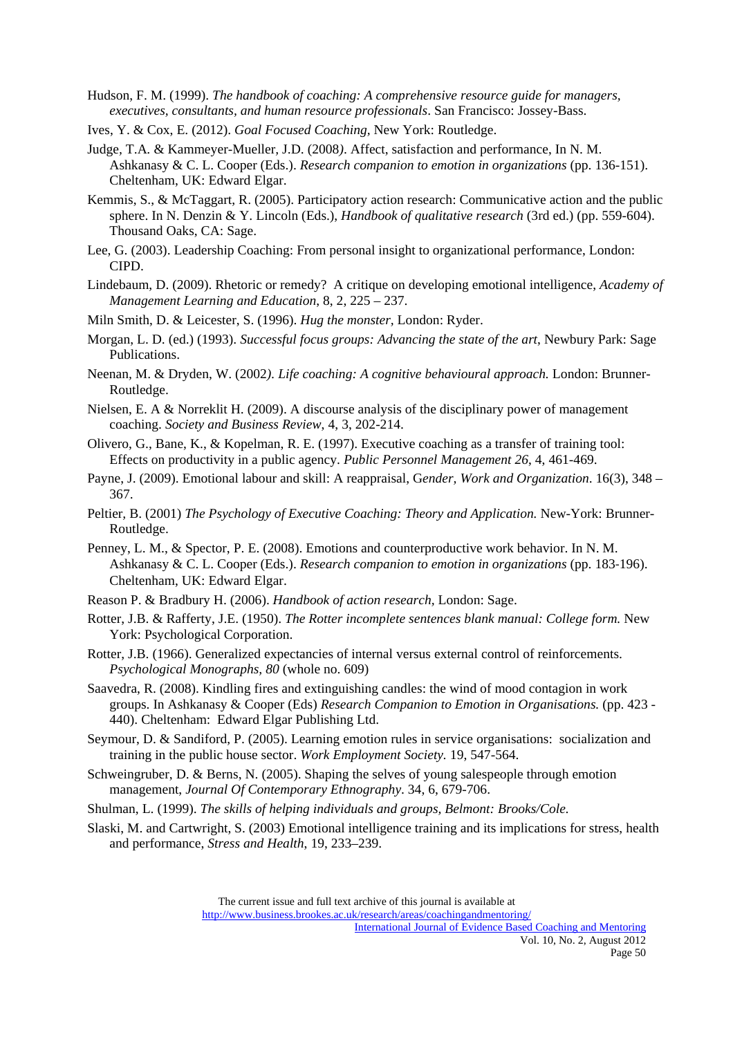Hudson, F. M. (1999). *The handbook of coaching: A comprehensive resource guide for managers, executives, consultants, and human resource professionals*. San Francisco: Jossey-Bass.

Ives, Y. & Cox, E. (2012). *Goal Focused Coaching*, New York: Routledge.

Judge, T.A. & Kammeyer-Mueller, J.D. (2008). Affect, satisfaction and performance, In N. M. Ashkanasy & C. L. Cooper (Eds.). *Research companion to emotion in organizations* (pp. 136-151). Cheltenham, UK: Edward Elgar.

Kemmis, S., & McTaggart, R. (2005). Participatory action research: Communicative action and the public sphere. In N. Denzin & Y. Lincoln (Eds.), *Handbook of qualitative research* (3rd ed.) (pp. 559-604). Thousand Oaks, CA: Sage.

Lee, G. (2003). Leadership Coaching: From personal insight to organizational performance, London: CIPD.

Lindebaum, D. (2009). Rhetoric or remedy? A critique on developing emotional intelligence, *Academy of Management Learning and Education*, 8, 2, 225 – 237.

Miln Smith, D. & Leicester, S. (1996). *Hug the monster*, London: Ryder.

Morgan, L. D. (ed.) (1993). *Successful focus groups: Advancing the state of the art*, Newbury Park: Sage Publications.

Neenan, M. & Dryden, W. (2002). *Life coaching: A cognitive behavioural approach.* London: Brunner-Routledge.

Nielsen, E. A & Norreklit H. (2009). A discourse analysis of the disciplinary power of management coaching. *Society and Business Review*, 4, 3, 202-214.

Olivero, G., Bane, K., & Kopelman, R. E. (1997). Executive coaching as a transfer of training tool: Effects on productivity in a public agency. *Public Personnel Management 26*, 4, 461-469.

Payne, J. (2009). Emotional labour and skill: A reappraisal, G*ender, Work and Organization*. 16(3), 348 – 367.

Peltier, B. (2001) *The Psychology of Executive Coaching: Theory and Application.* New-York: Brunner-Routledge.

Penney, L. M., & Spector, P. E. (2008). Emotions and counterproductive work behavior. In N. M. Ashkanasy & C. L. Cooper (Eds.). *Research companion to emotion in organizations* (pp. 183-196). Cheltenham, UK: Edward Elgar.

Reason P. & Bradbury H. (2006). *Handbook of action research*, London: Sage.

Rotter, J.B. & Rafferty, J.E. (1950). *The Rotter incomplete sentences blank manual: College form.* New York: Psychological Corporation.

Rotter, J.B. (1966). Generalized expectancies of internal versus external control of reinforcements. *Psychological Monographs, 80* (whole no. 609)

Saavedra, R. (2008). Kindling fires and extinguishing candles: the wind of mood contagion in work groups. In Ashkanasy & Cooper (Eds) *Research Companion to Emotion in Organisations.* (pp. 423 - 440). Cheltenham: Edward Elgar Publishing Ltd.

Seymour, D. & Sandiford, P. (2005). Learning emotion rules in service organisations: socialization and training in the public house sector. *Work Employment Society.* 19, 547-564.

Schweingruber, D. & Berns, N. (2005). Shaping the selves of young salespeople through emotion management, *Journal Of Contemporary Ethnography*. 34, 6, 679-706.

Shulman, L. (1999). *The skills of helping individuals and groups, Belmont: Brooks/Cole.*

Slaski, M. and Cartwright, S. (2003) Emotional intelligence training and its implications for stress, health and performance, *Stress and Health*, 19, 233–239.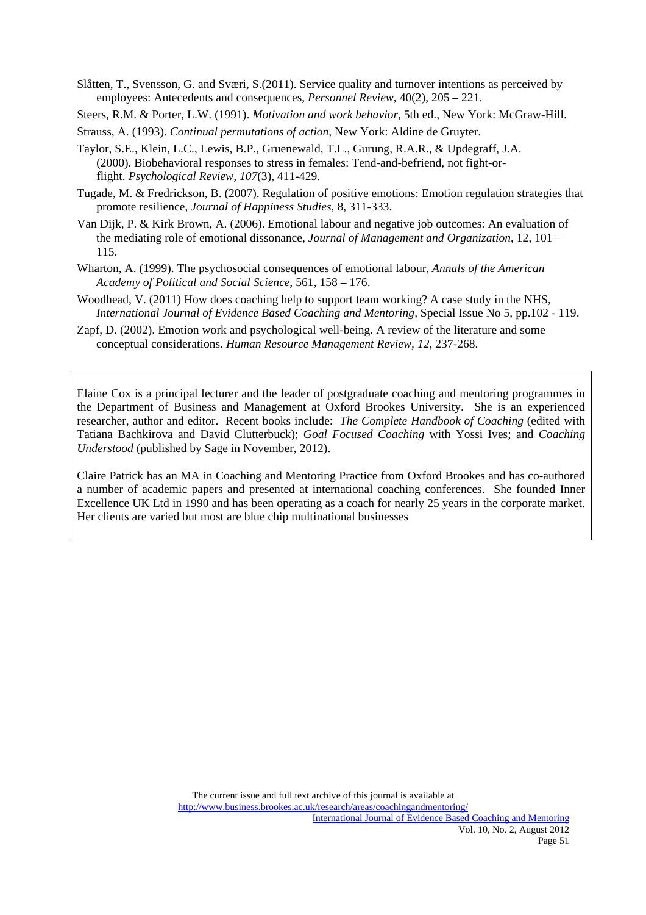Slåtten, T., Svensson, G. and Sværi, S.(2011). Service quality and turnover intentions as perceived by employees: Antecedents and consequences, *Personnel Review*, 40(2), 205 – 221.

Steers, R.M. & Porter, L.W. (1991). *Motivation and work behavior*, 5th ed., New York: McGraw-Hill.

Strauss, A. (1993). *Continual permutations of action*, New York: Aldine de Gruyter.

Taylor, S.E., Klein, L.C., Lewis, B.P., Gruenewald, T.L., Gurung, R.A.R., & Updegraff, J.A. (2000). Biobehavioral responses to stress in females: Tend-and-befriend, not fight-or-flight. *Psychological Review*, *107*(3), 411-429.

Tugade, M. & Fredrickson, B. (2007). Regulation of positive emotions: Emotion regulation strategies that promote resilience, *Journal of Happiness Studies*, 8, 311-333.

Van Dijk, P. & Kirk Brown, A. (2006). Emotional labour and negative job outcomes: An evaluation of the mediating role of emotional dissonance, *Journal of Management and Organization*, 12, 101 – 115.

Wharton, A. (1999). The psychosocial consequences of emotional labour, *Annals of the American Academy of Political and Social Science*, 561, 158 – 176.

Woodhead, V. (2011) How does coaching help to support team working? A case study in the NHS, *International Journal of Evidence Based Coaching and Mentoring*, Special Issue No 5, pp.102 - 119.

Zapf, D. (2002). Emotion work and psychological well-being. A review of the literature and some conceptual considerations. *Human Resource Management Review, 12,* 237-268.

Elaine Cox is a principal lecturer and the leader of postgraduate coaching and mentoring programmes in the Department of Business and Management at Oxford Brookes University. She is an experienced researcher, author and editor. Recent books include: *The Complete Handbook of Coaching* (edited with Tatiana Bachkirova and David Clutterbuck); *Goal Focused Coaching* with Yossi Ives; and *Coaching Understood* (published by Sage in November, 2012).

Claire Patrick has an MA in Coaching and Mentoring Practice from Oxford Brookes and has co-authored a number of academic papers and presented at international coaching conferences. She founded Inner Excellence UK Ltd in 1990 and has been operating as a coach for nearly 25 years in the corporate market. Her clients are varied but most are blue chip multinational businesses

The current issue and full text archive of this journal is available at
http://www.business.brookes.ac.uk/research/areas/coachingandmentoring/